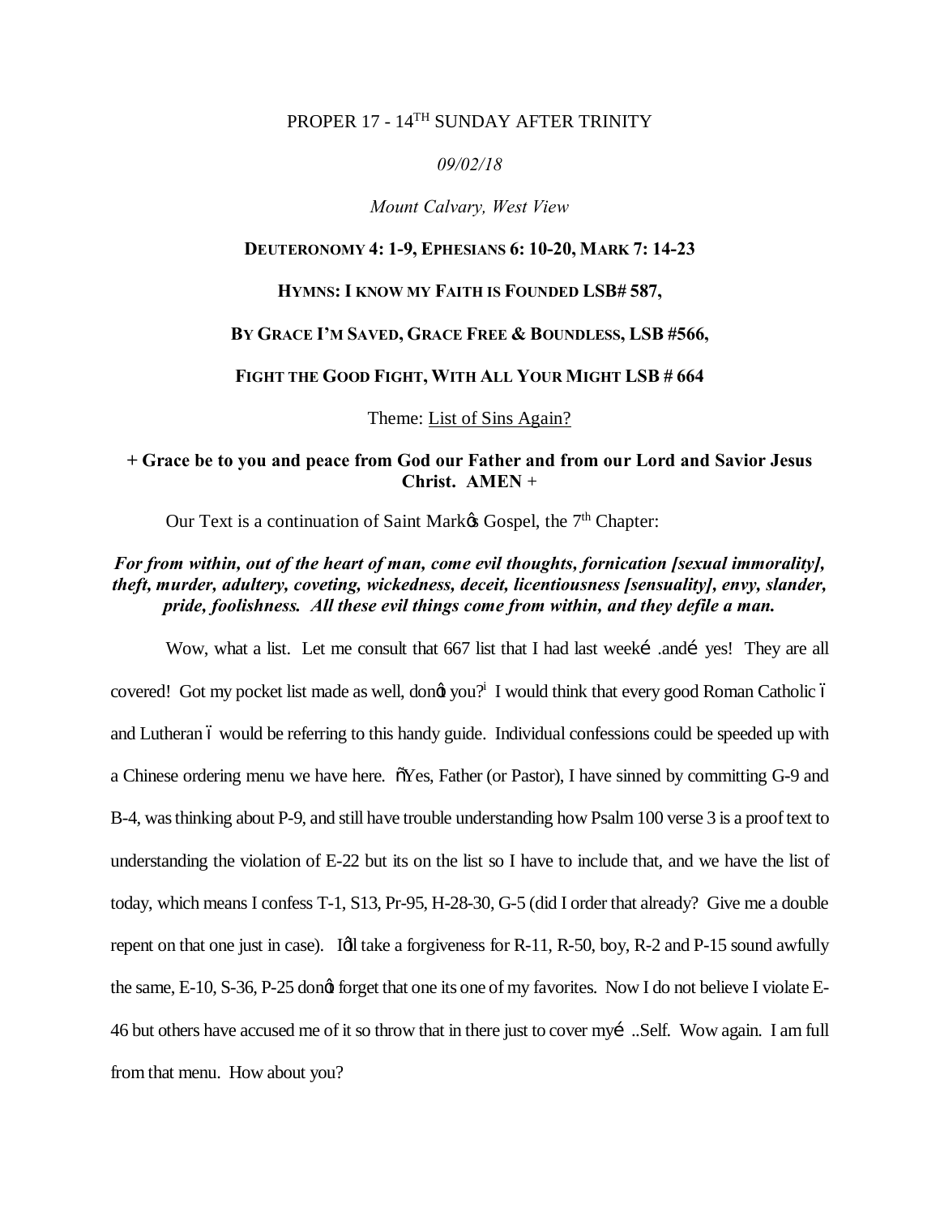PROPER 17 - 14TH SUNDAY AFTER TRINITY

*09/02/18*

*Mount Calvary, West View*

**DEUTERONOMY 4: 1-9, EPHESIANS 6: 10-20, MARK 7: 14-23**

**HYMNS: I KNOW MY FAITH IS FOUNDED LSB# 587,**

**BY GRACE I'M SAVED, GRACE FREE & BOUNDLESS, LSB #566,**

**FIGHT THE GOOD FIGHT, WITH ALL YOUR MIGHT LSB # 664**

Theme: List of Sins Again?

**+ Grace be to you and peace from God our Father and from our Lord and Savior Jesus Christ. AMEN +**

Our Text is a continuation of Saint Mark's Gospel, the 7th Chapter:

***For from within, out of the heart of man, come evil thoughts, fornication [sexual immorality], theft, murder, adultery, coveting, wickedness, deceit, licentiousness [sensuality], envy, slander, pride, foolishness. All these evil things come from within, and they defile a man.***

Wow, what a list. Let me consult that 667 list that I had last week… .and… yes! They are all covered! Got my pocket list made as well, don't you?[i] I would think that every good Roman Catholic – and Lutheran – would be referring to this handy guide. Individual confessions could be speeded up with a Chinese ordering menu we have here. "Yes, Father (or Pastor), I have sinned by committing G-9 and B-4, was thinking about P-9, and still have trouble understanding how Psalm 100 verse 3 is a proof text to understanding the violation of E-22 but its on the list so I have to include that, and we have the list of today, which means I confess T-1, S13, Pr-95, H-28-30, G-5 (did I order that already? Give me a double repent on that one just in case). I'll take a forgiveness for R-11, R-50, boy, R-2 and P-15 sound awfully the same, E-10, S-36, P-25 don't forget that one its one of my favorites. Now I do not believe I violate E-46 but others have accused me of it so throw that in there just to cover my… ..Self. Wow again. I am full from that menu. How about you?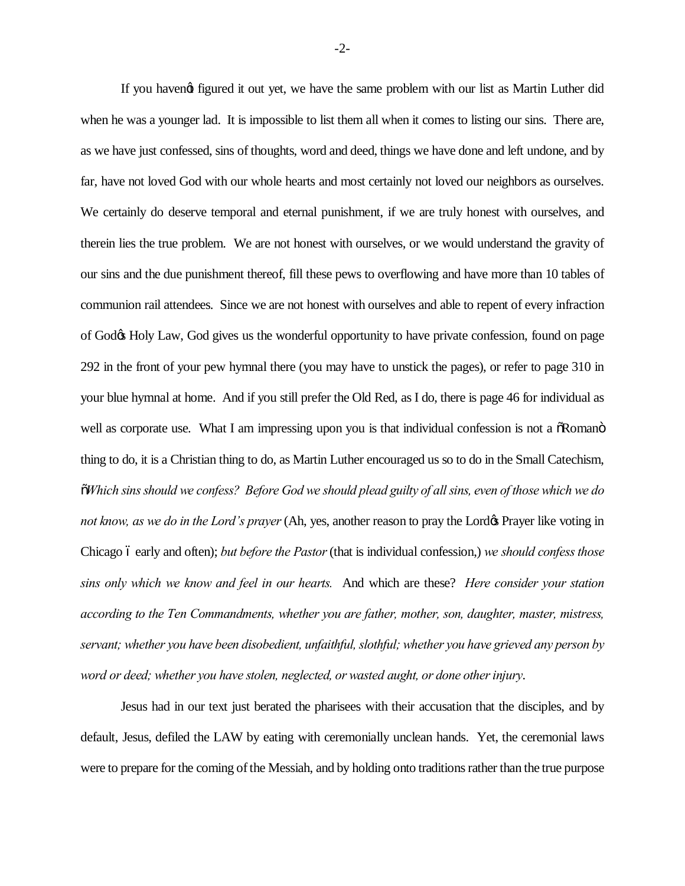If you haven't figured it out yet, we have the same problem with our list as Martin Luther did when he was a younger lad. It is impossible to list them all when it comes to listing our sins. There are, as we have just confessed, sins of thoughts, word and deed, things we have done and left undone, and by far, have not loved God with our whole hearts and most certainly not loved our neighbors as ourselves. We certainly do deserve temporal and eternal punishment, if we are truly honest with ourselves, and therein lies the true problem. We are not honest with ourselves, or we would understand the gravity of our sins and the due punishment thereof, fill these pews to overflowing and have more than 10 tables of communion rail attendees. Since we are not honest with ourselves and able to repent of every infraction of God's Holy Law, God gives us the wonderful opportunity to have private confession, found on page 292 in the front of your pew hymnal there (you may have to unstick the pages), or refer to page 310 in your blue hymnal at home. And if you still prefer the Old Red, as I do, there is page 46 for individual as well as corporate use. What I am impressing upon you is that individual confession is not a "Roman" thing to do, it is a Christian thing to do, as Martin Luther encouraged us so to do in the Small Catechism, "*Which sins should we confess? Before God we should plead guilty of all sins, even of those which we do not know, as we do in the Lord's prayer* (Ah, yes, another reason to pray the Lord's Prayer like voting in Chicago – early and often); *but before the Pastor* (that is individual confession,) *we should confess those sins only which we know and feel in our hearts.* And which are these? *Here consider your station according to the Ten Commandments, whether you are father, mother, son, daughter, master, mistress, servant; whether you have been disobedient, unfaithful, slothful; whether you have grieved any person by word or deed; whether you have stolen, neglected, or wasted aught, or done other injury*.

Jesus had in our text just berated the pharisees with their accusation that the disciples, and by default, Jesus, defiled the LAW by eating with ceremonially unclean hands. Yet, the ceremonial laws were to prepare for the coming of the Messiah, and by holding onto traditions rather than the true purpose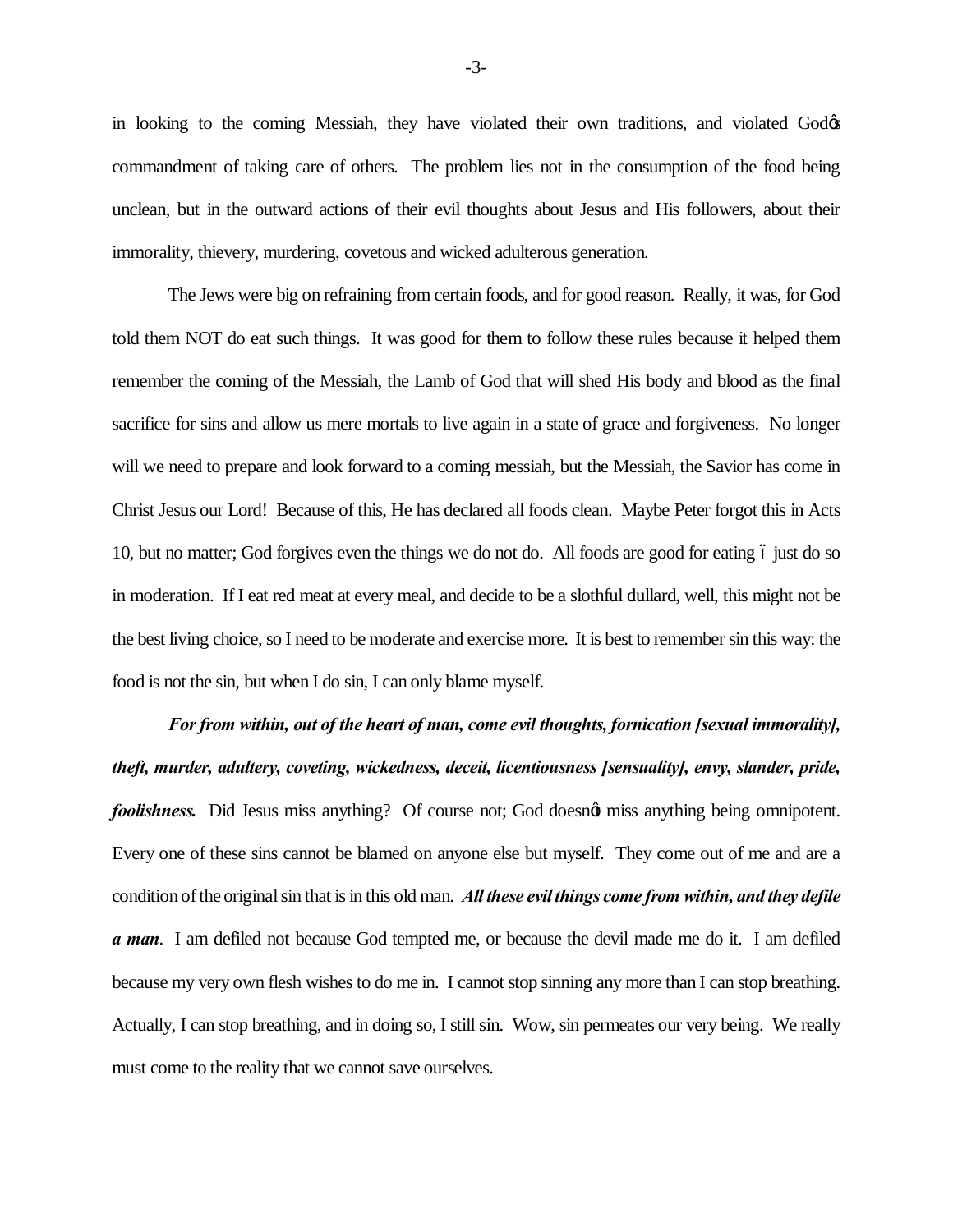in looking to the coming Messiah, they have violated their own traditions, and violated God's commandment of taking care of others. The problem lies not in the consumption of the food being unclean, but in the outward actions of their evil thoughts about Jesus and His followers, about their immorality, thievery, murdering, covetous and wicked adulterous generation.

The Jews were big on refraining from certain foods, and for good reason. Really, it was, for God told them NOT do eat such things. It was good for them to follow these rules because it helped them remember the coming of the Messiah, the Lamb of God that will shed His body and blood as the final sacrifice for sins and allow us mere mortals to live again in a state of grace and forgiveness. No longer will we need to prepare and look forward to a coming messiah, but the Messiah, the Savior has come in Christ Jesus our Lord! Because of this, He has declared all foods clean. Maybe Peter forgot this in Acts 10, but no matter; God forgives even the things we do not do. All foods are good for eating – just do so in moderation. If I eat red meat at every meal, and decide to be a slothful dullard, well, this might not be the best living choice, so I need to be moderate and exercise more. It is best to remember sin this way: the food is not the sin, but when I do sin, I can only blame myself.

***For from within, out of the heart of man, come evil thoughts, fornication [sexual immorality], theft, murder, adultery, coveting, wickedness, deceit, licentiousness [sensuality], envy, slander, pride, foolishness.*** Did Jesus miss anything? Of course not; God doesn't miss anything being omnipotent. Every one of these sins cannot be blamed on anyone else but myself. They come out of me and are a condition of the original sin that is in this old man. ***All these evil things come from within, and they defile a man***. I am defiled not because God tempted me, or because the devil made me do it. I am defiled because my very own flesh wishes to do me in. I cannot stop sinning any more than I can stop breathing. Actually, I can stop breathing, and in doing so, I still sin. Wow, sin permeates our very being. We really must come to the reality that we cannot save ourselves.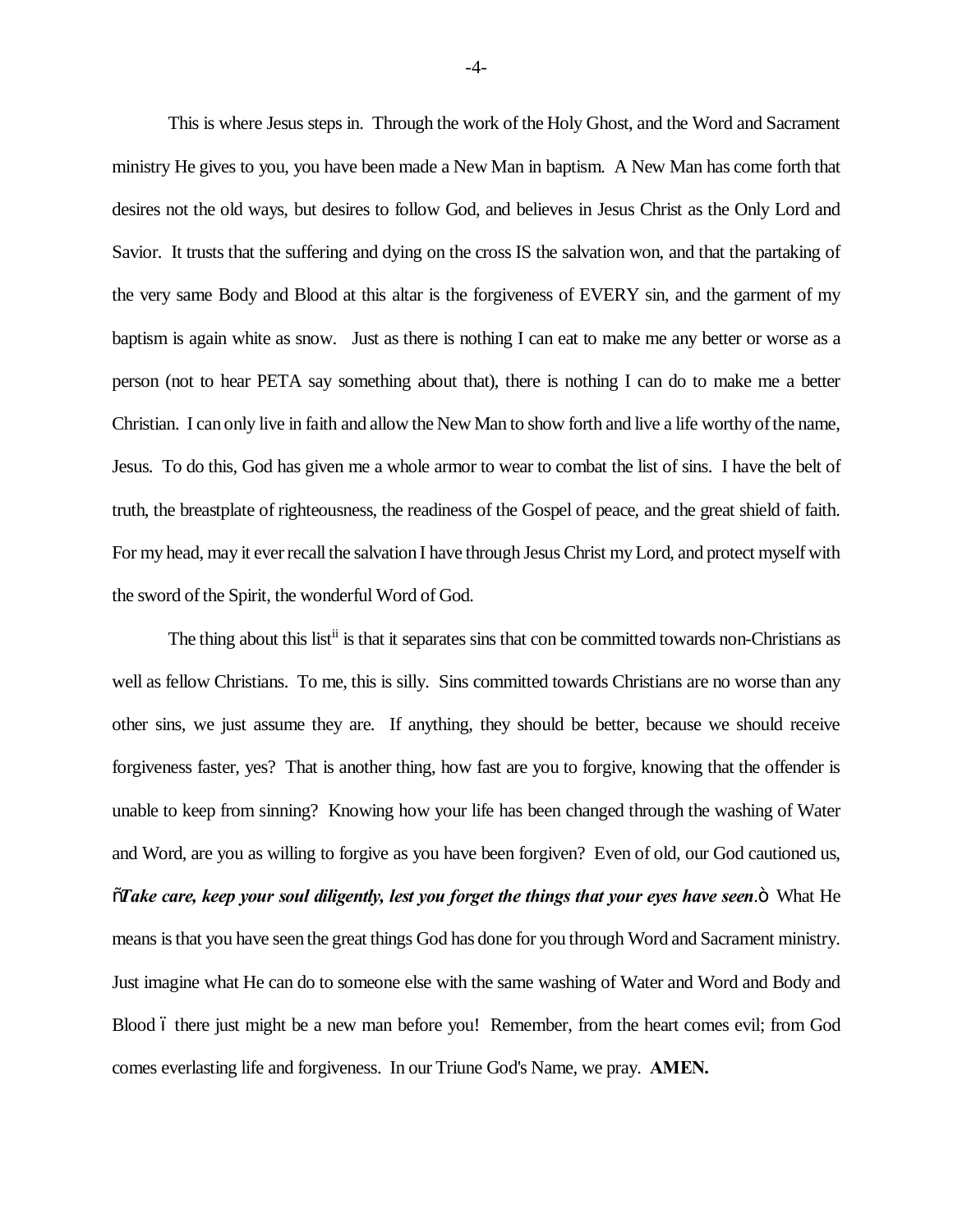This is where Jesus steps in. Through the work of the Holy Ghost, and the Word and Sacrament ministry He gives to you, you have been made a New Man in baptism. A New Man has come forth that desires not the old ways, but desires to follow God, and believes in Jesus Christ as the Only Lord and Savior. It trusts that the suffering and dying on the cross IS the salvation won, and that the partaking of the very same Body and Blood at this altar is the forgiveness of EVERY sin, and the garment of my baptism is again white as snow. Just as there is nothing I can eat to make me any better or worse as a person (not to hear PETA say something about that), there is nothing I can do to make me a better Christian. I can only live in faith and allow the New Man to show forth and live a life worthy of the name, Jesus. To do this, God has given me a whole armor to wear to combat the list of sins. I have the belt of truth, the breastplate of righteousness, the readiness of the Gospel of peace, and the great shield of faith. For my head, may it ever recall the salvation I have through Jesus Christ my Lord, and protect myself with the sword of the Spirit, the wonderful Word of God.

The thing about this list[ii] is that it separates sins that con be committed towards non-Christians as well as fellow Christians. To me, this is silly. Sins committed towards Christians are no worse than any other sins, we just assume they are. If anything, they should be better, because we should receive forgiveness faster, yes? That is another thing, how fast are you to forgive, knowing that the offender is unable to keep from sinning? Knowing how your life has been changed through the washing of Water and Word, are you as willing to forgive as you have been forgiven? Even of old, our God cautioned us, "***Take care, keep your soul diligently, lest you forget the things that your eyes have seen***." What He means is that you have seen the great things God has done for you through Word and Sacrament ministry. Just imagine what He can do to someone else with the same washing of Water and Word and Body and Blood – there just might be a new man before you! Remember, from the heart comes evil; from God comes everlasting life and forgiveness. In our Triune God's Name, we pray. **AMEN.**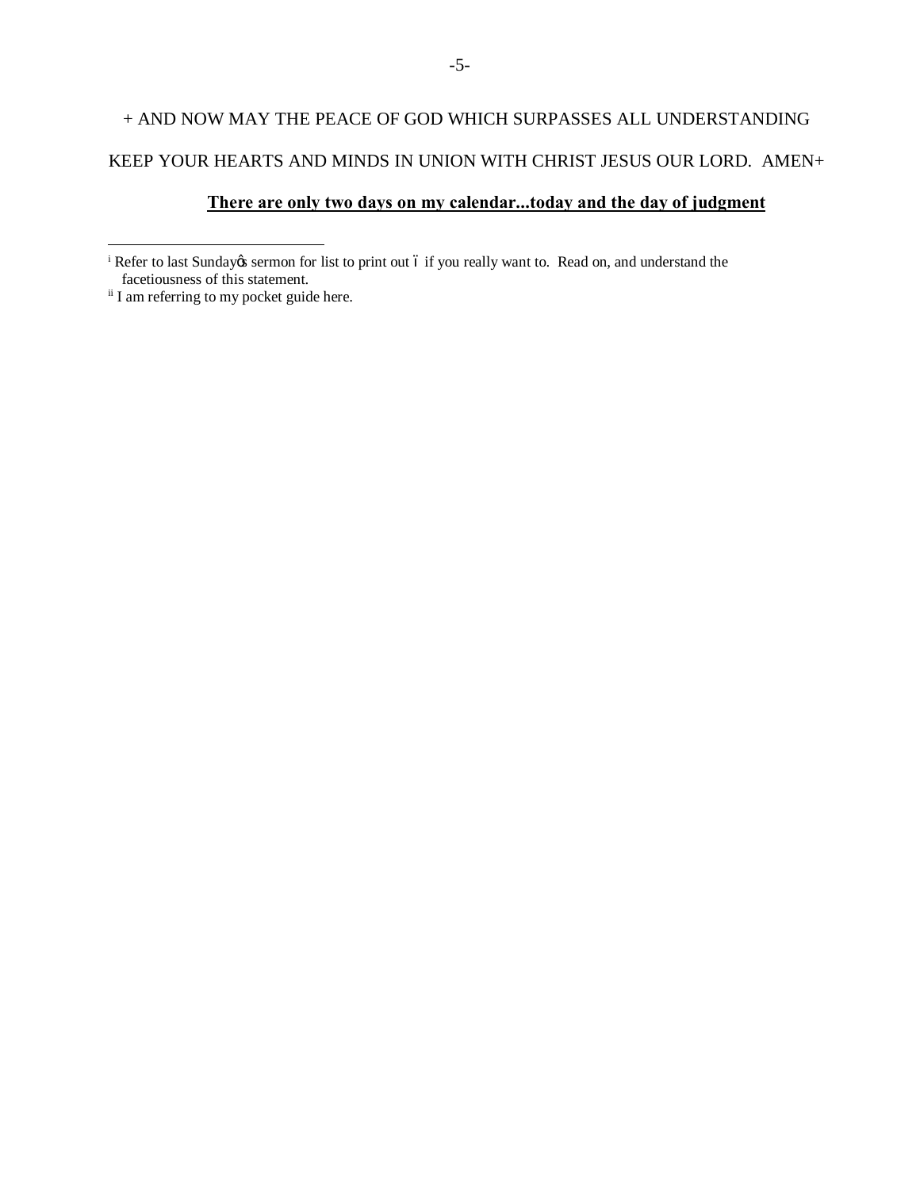+ AND NOW MAY THE PEACE OF GOD WHICH SURPASSES ALL UNDERSTANDING

KEEP YOUR HEARTS AND MINDS IN UNION WITH CHRIST JESUS OUR LORD. AMEN+

**<u>There are only two days on my calendar...today and the day of judgment</u>**

---

[i] Refer to last Sunday's sermon for list to print out – if you really want to. Read on, and understand the facetiousness of this statement.

[ii] I am referring to my pocket guide here.